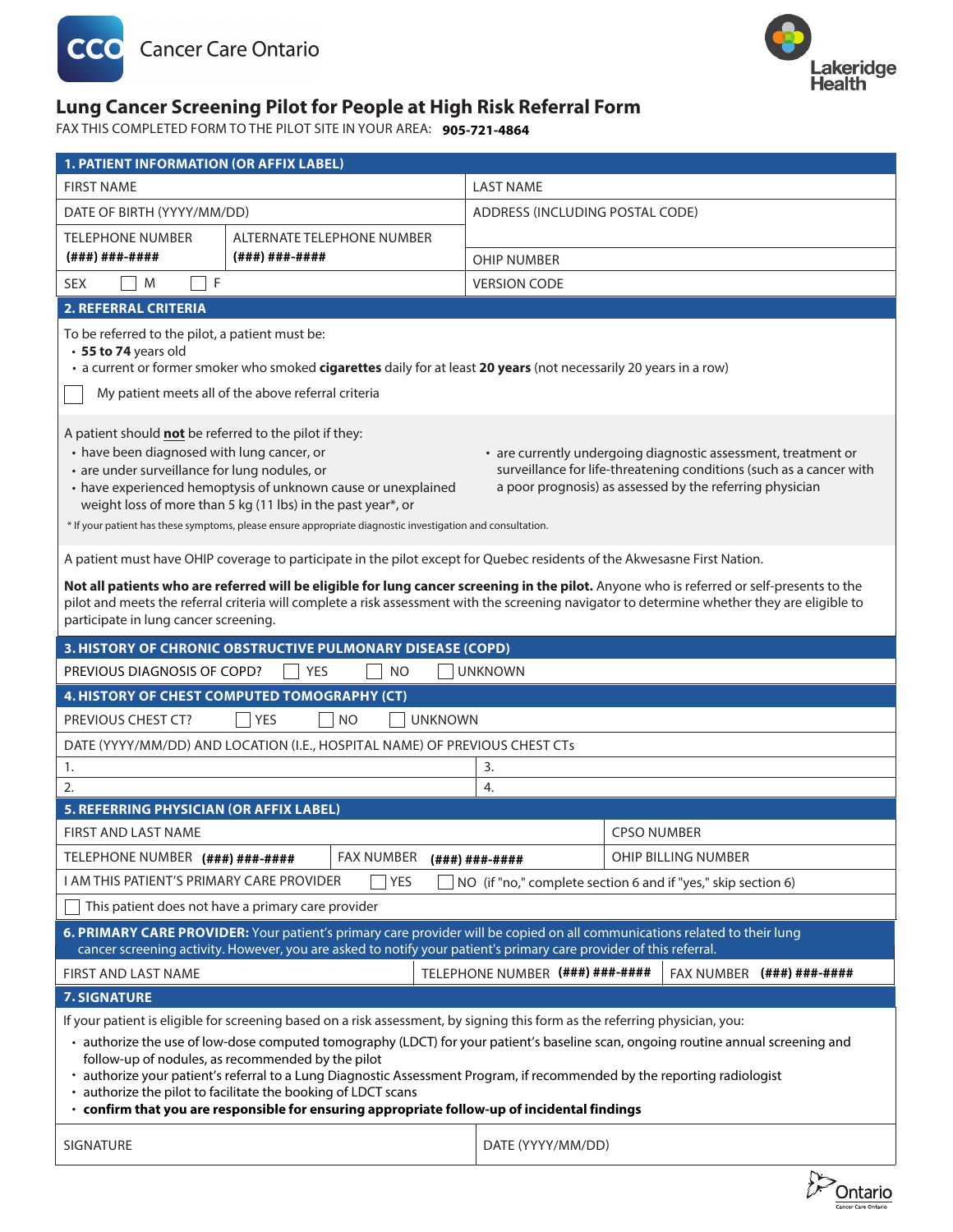Cancer Care Ontario

Lakeridge Health

# Lung Cancer Screening Pilot for People at High Risk Referral Form

FAX THIS COMPLETED FORM TO THE PILOT SITE IN YOUR AREA: **905-721-4864**

## 1. PATIENT INFORMATION (OR AFFIX LABEL)

| | | |
|---|---|---|
| FIRST NAME | | LAST NAME |
| DATE OF BIRTH (YYYY/MM/DD) | | ADDRESS (INCLUDING POSTAL CODE) |
| TELEPHONE NUMBER **(###) ###-####** | ALTERNATE TELEPHONE NUMBER **(###) ###-####** | OHIP NUMBER |
| SEX ☐ M ☐ F | | VERSION CODE |

## 2. REFERRAL CRITERIA

To be referred to the pilot, a patient must be:

- **55 to 74** years old
- a current or former smoker who smoked **cigarettes** daily for at least **20 years** (not necessarily 20 years in a row)

☐ My patient meets all of the above referral criteria

A patient should **not** be referred to the pilot if they:

- have been diagnosed with lung cancer, or
- are under surveillance for lung nodules, or
- have experienced hemoptysis of unknown cause or unexplained weight loss of more than 5 kg (11 lbs) in the past year*, or
- are currently undergoing diagnostic assessment, treatment or surveillance for life-threatening conditions (such as a cancer with a poor prognosis) as assessed by the referring physician

* If your patient has these symptoms, please ensure appropriate diagnostic investigation and consultation.

A patient must have OHIP coverage to participate in the pilot except for Quebec residents of the Akwesasne First Nation.

**Not all patients who are referred will be eligible for lung cancer screening in the pilot.** Anyone who is referred or self-presents to the pilot and meets the referral criteria will complete a risk assessment with the screening navigator to determine whether they are eligible to participate in lung cancer screening.

## 3. HISTORY OF CHRONIC OBSTRUCTIVE PULMONARY DISEASE (COPD)

PREVIOUS DIAGNOSIS OF COPD? ☐ YES ☐ NO ☐ UNKNOWN

## 4. HISTORY OF CHEST COMPUTED TOMOGRAPHY (CT)

PREVIOUS CHEST CT? ☐ YES ☐ NO ☐ UNKNOWN

DATE (YYYY/MM/DD) AND LOCATION (I.E., HOSPITAL NAME) OF PREVIOUS CHEST CTs

| | |
|---|---|
| 1. | 3. |
| 2. | 4. |

## 5. REFERRING PHYSICIAN (OR AFFIX LABEL)

| | | |
|---|---|---|
| FIRST AND LAST NAME | | CPSO NUMBER |
| TELEPHONE NUMBER **(###) ###-####** | FAX NUMBER **(###) ###-####** | OHIP BILLING NUMBER |

I AM THIS PATIENT'S PRIMARY CARE PROVIDER ☐ YES ☐ NO (if "no," complete section 6 and if "yes," skip section 6)

☐ This patient does not have a primary care provider

## 6. PRIMARY CARE PROVIDER:

Your patient's primary care provider will be copied on all communications related to their lung cancer screening activity. However, you are asked to notify your patient's primary care provider of this referral.

| | | |
|---|---|---|
| FIRST AND LAST NAME | TELEPHONE NUMBER **(###) ###-####** | FAX NUMBER **(###) ###-####** |

## 7. SIGNATURE

If your patient is eligible for screening based on a risk assessment, by signing this form as the referring physician, you:

- authorize the use of low-dose computed tomography (LDCT) for your patient's baseline scan, ongoing routine annual screening and follow-up of nodules, as recommended by the pilot
- authorize your patient's referral to a Lung Diagnostic Assessment Program, if recommended by the reporting radiologist
- authorize the pilot to facilitate the booking of LDCT scans
- **confirm that you are responsible for ensuring appropriate follow-up of incidental findings**

| | |
|---|---|
| SIGNATURE | DATE (YYYY/MM/DD) |

Ontario
Cancer Care Ontario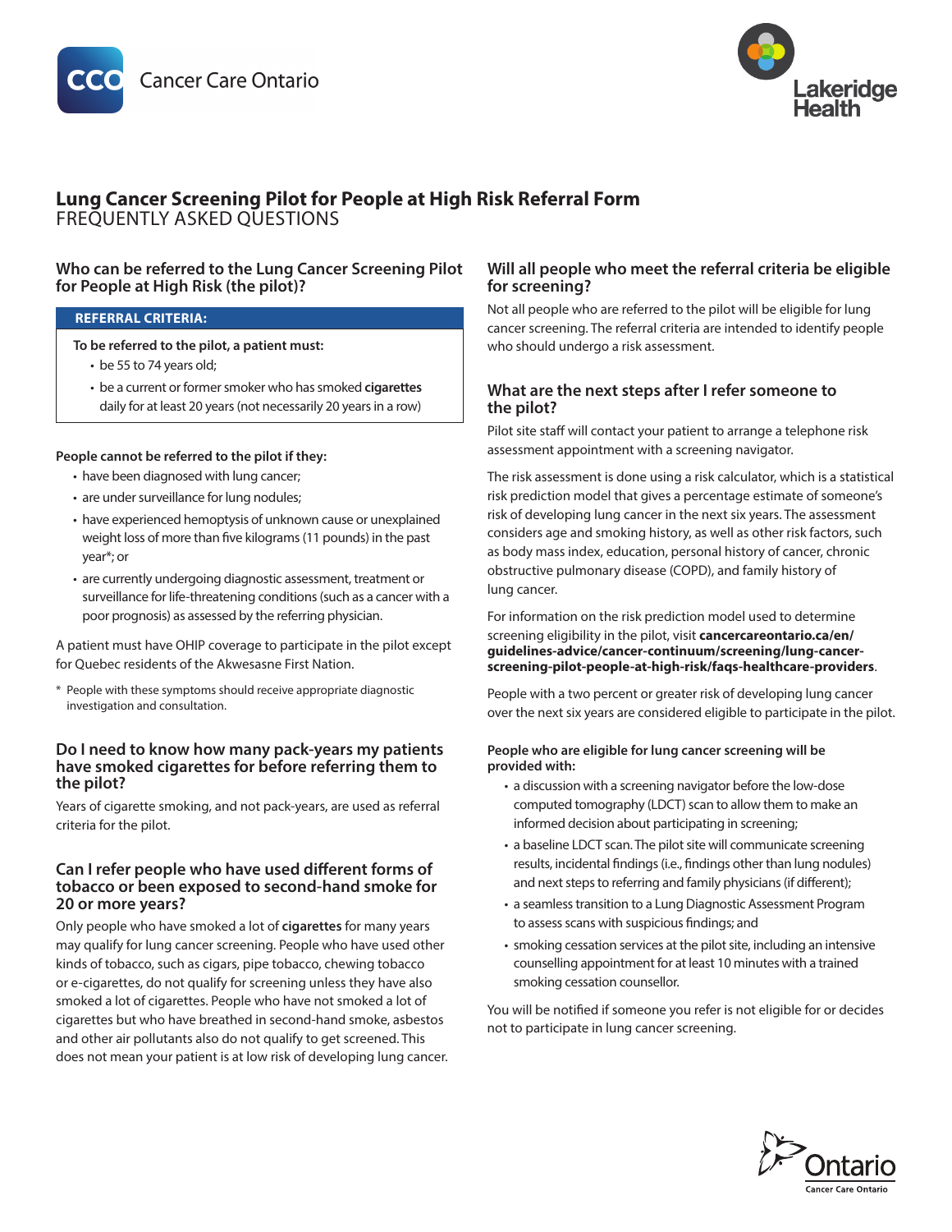# Lung Cancer Screening Pilot for People at High Risk Referral Form

FREQUENTLY ASKED QUESTIONS

## Who can be referred to the Lung Cancer Screening Pilot for People at High Risk (the pilot)?

**REFERRAL CRITERIA:**

**To be referred to the pilot, a patient must:**

- be 55 to 74 years old;
- be a current or former smoker who has smoked **cigarettes** daily for at least 20 years (not necessarily 20 years in a row)

**People cannot be referred to the pilot if they:**

- have been diagnosed with lung cancer;
- are under surveillance for lung nodules;
- have experienced hemoptysis of unknown cause or unexplained weight loss of more than five kilograms (11 pounds) in the past year*; or
- are currently undergoing diagnostic assessment, treatment or surveillance for life-threatening conditions (such as a cancer with a poor prognosis) as assessed by the referring physician.

A patient must have OHIP coverage to participate in the pilot except for Quebec residents of the Akwesasne First Nation.

\* People with these symptoms should receive appropriate diagnostic investigation and consultation.

## Do I need to know how many pack-years my patients have smoked cigarettes for before referring them to the pilot?

Years of cigarette smoking, and not pack-years, are used as referral criteria for the pilot.

## Can I refer people who have used different forms of tobacco or been exposed to second-hand smoke for 20 or more years?

Only people who have smoked a lot of **cigarettes** for many years may qualify for lung cancer screening. People who have used other kinds of tobacco, such as cigars, pipe tobacco, chewing tobacco or e-cigarettes, do not qualify for screening unless they have also smoked a lot of cigarettes. People who have not smoked a lot of cigarettes but who have breathed in second-hand smoke, asbestos and other air pollutants also do not qualify to get screened. This does not mean your patient is at low risk of developing lung cancer.

## Will all people who meet the referral criteria be eligible for screening?

Not all people who are referred to the pilot will be eligible for lung cancer screening. The referral criteria are intended to identify people who should undergo a risk assessment.

## What are the next steps after I refer someone to the pilot?

Pilot site staff will contact your patient to arrange a telephone risk assessment appointment with a screening navigator.

The risk assessment is done using a risk calculator, which is a statistical risk prediction model that gives a percentage estimate of someone's risk of developing lung cancer in the next six years. The assessment considers age and smoking history, as well as other risk factors, such as body mass index, education, personal history of cancer, chronic obstructive pulmonary disease (COPD), and family history of lung cancer.

For information on the risk prediction model used to determine screening eligibility in the pilot, visit **cancercareontario.ca/en/guidelines-advice/cancer-continuum/screening/lung-cancer-screening-pilot-people-at-high-risk/faqs-healthcare-providers**.

People with a two percent or greater risk of developing lung cancer over the next six years are considered eligible to participate in the pilot.

**People who are eligible for lung cancer screening will be provided with:**

- a discussion with a screening navigator before the low-dose computed tomography (LDCT) scan to allow them to make an informed decision about participating in screening;
- a baseline LDCT scan. The pilot site will communicate screening results, incidental findings (i.e., findings other than lung nodules) and next steps to referring and family physicians (if different);
- a seamless transition to a Lung Diagnostic Assessment Program to assess scans with suspicious findings; and
- smoking cessation services at the pilot site, including an intensive counselling appointment for at least 10 minutes with a trained smoking cessation counsellor.

You will be notified if someone you refer is not eligible for or decides not to participate in lung cancer screening.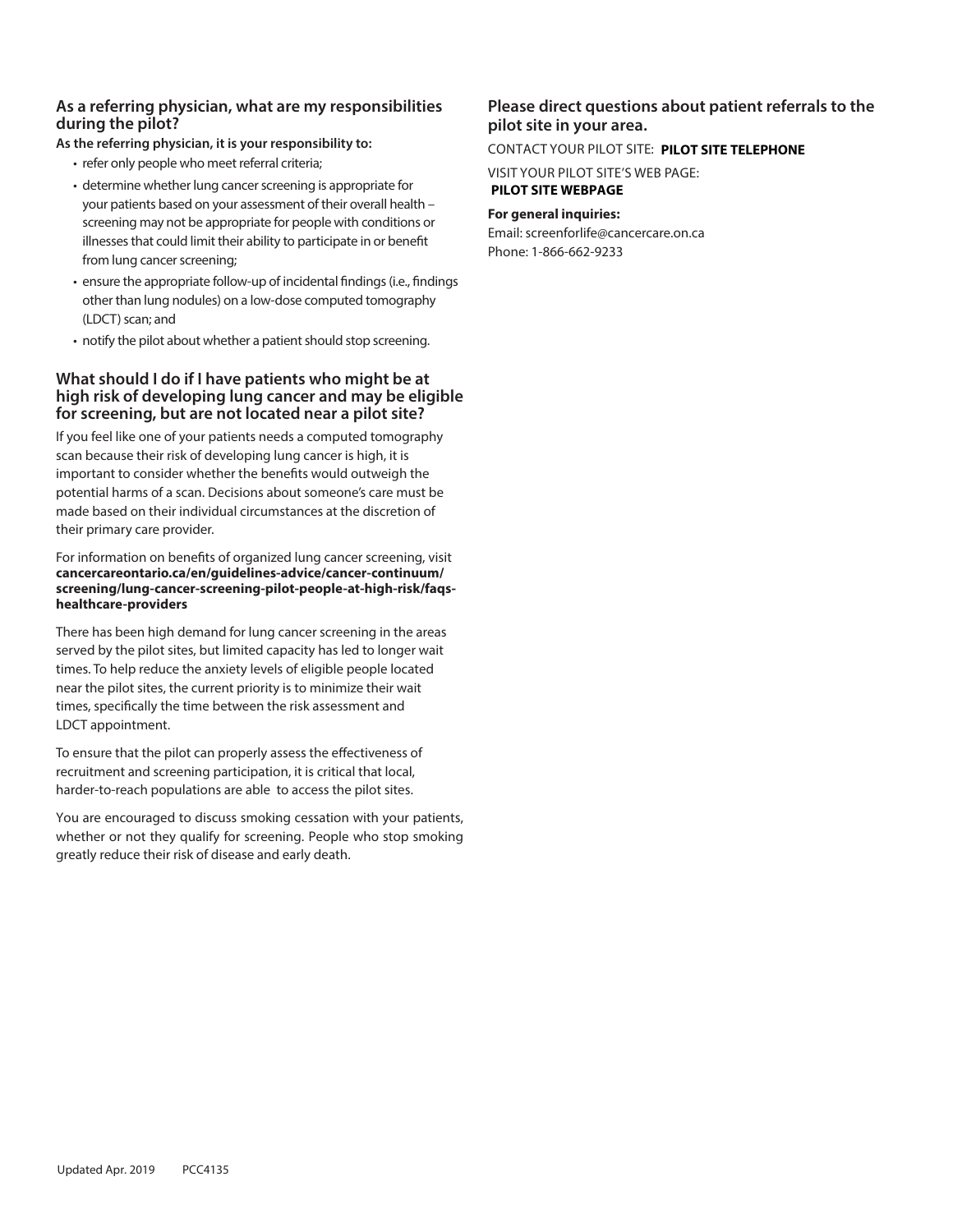## As a referring physician, what are my responsibilities during the pilot?

**As the referring physician, it is your responsibility to:**

- refer only people who meet referral criteria;
- determine whether lung cancer screening is appropriate for your patients based on your assessment of their overall health – screening may not be appropriate for people with conditions or illnesses that could limit their ability to participate in or benefit from lung cancer screening;
- ensure the appropriate follow-up of incidental findings (i.e., findings other than lung nodules) on a low-dose computed tomography (LDCT) scan; and
- notify the pilot about whether a patient should stop screening.

## What should I do if I have patients who might be at high risk of developing lung cancer and may be eligible for screening, but are not located near a pilot site?

If you feel like one of your patients needs a computed tomography scan because their risk of developing lung cancer is high, it is important to consider whether the benefits would outweigh the potential harms of a scan. Decisions about someone's care must be made based on their individual circumstances at the discretion of their primary care provider.

For information on benefits of organized lung cancer screening, visit **cancercareontario.ca/en/guidelines-advice/cancer-continuum/screening/lung-cancer-screening-pilot-people-at-high-risk/faqs-healthcare-providers**

There has been high demand for lung cancer screening in the areas served by the pilot sites, but limited capacity has led to longer wait times. To help reduce the anxiety levels of eligible people located near the pilot sites, the current priority is to minimize their wait times, specifically the time between the risk assessment and LDCT appointment.

To ensure that the pilot can properly assess the effectiveness of recruitment and screening participation, it is critical that local, harder-to-reach populations are able to access the pilot sites.

You are encouraged to discuss smoking cessation with your patients, whether or not they qualify for screening. People who stop smoking greatly reduce their risk of disease and early death.

## Please direct questions about patient referrals to the pilot site in your area.

CONTACT YOUR PILOT SITE: **PILOT SITE TELEPHONE**

VISIT YOUR PILOT SITE'S WEB PAGE:
**PILOT SITE WEBPAGE**

**For general inquiries:**
Email: screenforlife@cancercare.on.ca
Phone: 1-866-662-9233

Updated Apr. 2019 PCC4135